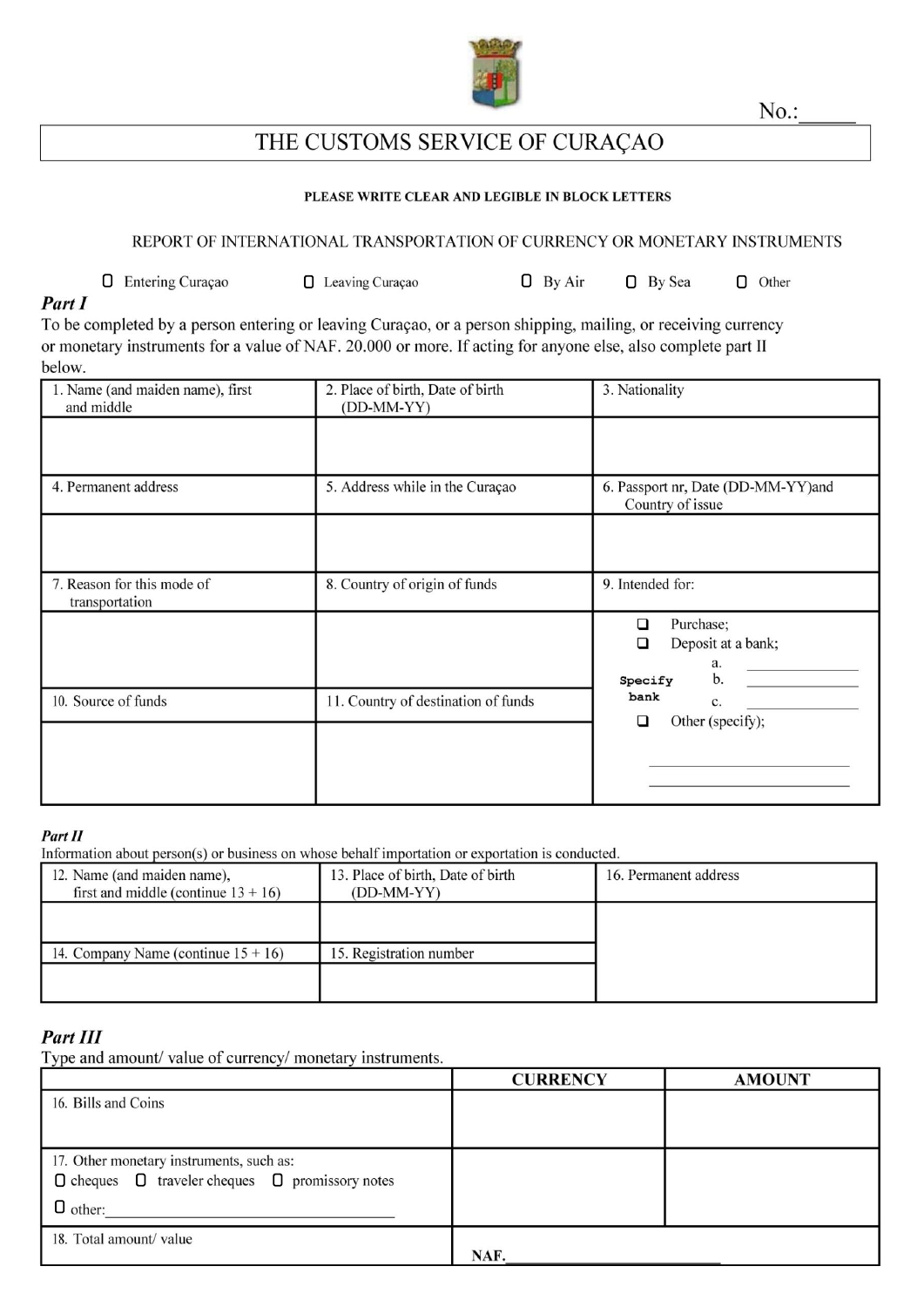No.:_____

# THE CUSTOMS SERVICE OF CURAÇAO

**PLEASE WRITE CLEAR AND LEGIBLE IN BLOCK LETTERS**

## REPORT OF INTERNATIONAL TRANSPORTATION OF CURRENCY OR MONETARY INSTRUMENTS

☐ Entering Curaçao ☐ Leaving Curaçao ☐ By Air ☐ By Sea ☐ Other

### *Part I*

To be completed by a person entering or leaving Curaçao, or a person shipping, mailing, or receiving currency or monetary instruments for a value of NAF. 20.000 or more. If acting for anyone else, also complete part II below.

| 1. Name (and maiden name), first and middle | 2. Place of birth, Date of birth (DD-MM-YY) | 3. Nationality |
|---|---|---|
| | | |
| 4. Permanent address | 5. Address while in the Curaçao | 6. Passport nr, Date (DD-MM-YY)and Country of issue |
| | | |
| 7. Reason for this mode of transportation | 8. Country of origin of funds | 9. Intended for: |
| | | ☐ Purchase;<br>☐ Deposit at a bank;<br>Specify bank a. ________ b. ________ c. ________ |
| 10. Source of funds | 11. Country of destination of funds | ☐ Other (specify);<br>________<br>________ |
| | | |

### *Part II*

Information about person(s) or business on whose behalf importation or exportation is conducted.

| 12. Name (and maiden name), first and middle (continue 13 + 16) | 13. Place of birth, Date of birth (DD-MM-YY) | 16. Permanent address |
|---|---|---|
| | | |
| 14. Company Name (continue 15 + 16) | 15. Registration number | |
| | | |

### *Part III*

Type and amount/ value of currency/ monetary instruments.

| | CURRENCY | AMOUNT |
|---|---|---|
| 16. Bills and Coins | | |
| 17. Other monetary instruments, such as:<br>☐ cheques ☐ traveler cheques ☐ promissory notes<br>☐ other:________________ | | |
| 18. Total amount/ value | NAF.________________ | |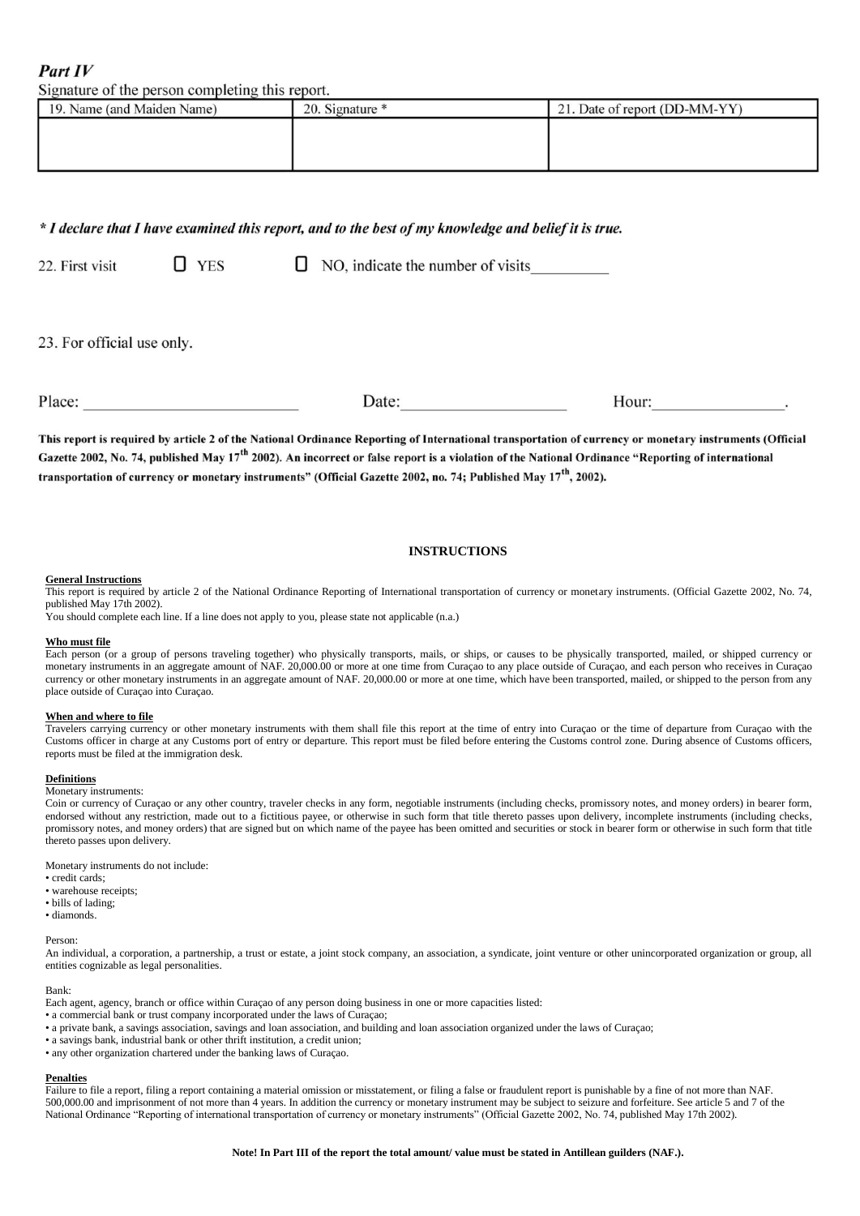## *Part IV*

Signature of the person completing this report.

| 19. Name (and Maiden Name) | 20. Signature * | 21. Date of report (DD-MM-YY) |
|---|---|---|
| | | |

***\* I declare that I have examined this report, and to the best of my knowledge and belief it is true.***

22. First visit ☐ YES ☐ NO, indicate the number of visits__________

23. For official use only.

Place: ___________________________ Date:____________________ Hour:________________.

**This report is required by article 2 of the National Ordinance Reporting of International transportation of currency or monetary instruments (Official Gazette 2002, No. 74, published May 17th 2002). An incorrect or false report is a violation of the National Ordinance "Reporting of international transportation of currency or monetary instruments" (Official Gazette 2002, no. 74; Published May 17th, 2002).**

## INSTRUCTIONS

**General Instructions**

This report is required by article 2 of the National Ordinance Reporting of International transportation of currency or monetary instruments. (Official Gazette 2002, No. 74, published May 17th 2002).

You should complete each line. If a line does not apply to you, please state not applicable (n.a.)

**Who must file**

Each person (or a group of persons traveling together) who physically transports, mails, or ships, or causes to be physically transported, mailed, or shipped currency or monetary instruments in an aggregate amount of NAF. 20,000.00 or more at one time from Curaçao to any place outside of Curaçao, and each person who receives in Curaçao currency or other monetary instruments in an aggregate amount of NAF. 20,000.00 or more at one time, which have been transported, mailed, or shipped to the person from any place outside of Curaçao into Curaçao.

**When and where to file**

Travelers carrying currency or other monetary instruments with them shall file this report at the time of entry into Curaçao or the time of departure from Curaçao with the Customs officer in charge at any Customs port of entry or departure. This report must be filed before entering the Customs control zone. During absence of Customs officers, reports must be filed at the immigration desk.

**Definitions**

Monetary instruments:

Coin or currency of Curaçao or any other country, traveler checks in any form, negotiable instruments (including checks, promissory notes, and money orders) in bearer form, endorsed without any restriction, made out to a fictitious payee, or otherwise in such form that title thereto passes upon delivery, incomplete instruments (including checks, promissory notes, and money orders) that are signed but on which name of the payee has been omitted and securities or stock in bearer form or otherwise in such form that title thereto passes upon delivery.

Monetary instruments do not include:

- credit cards;
- warehouse receipts;
- bills of lading;
- diamonds.

Person:

An individual, a corporation, a partnership, a trust or estate, a joint stock company, an association, a syndicate, joint venture or other unincorporated organization or group, all entities cognizable as legal personalities.

Bank:

Each agent, agency, branch or office within Curaçao of any person doing business in one or more capacities listed:

- a commercial bank or trust company incorporated under the laws of Curaçao;
- a private bank, a savings association, savings and loan association, and building and loan association organized under the laws of Curaçao;
- a savings bank, industrial bank or other thrift institution, a credit union;
- any other organization chartered under the banking laws of Curaçao.

**Penalties**

Failure to file a report, filing a report containing a material omission or misstatement, or filing a false or fraudulent report is punishable by a fine of not more than NAF. 500,000.00 and imprisonment of not more than 4 years. In addition the currency or monetary instrument may be subject to seizure and forfeiture. See article 5 and 7 of the National Ordinance "Reporting of international transportation of currency or monetary instruments" (Official Gazette 2002, No. 74, published May 17th 2002).

**Note! In Part III of the report the total amount/ value must be stated in Antillean guilders (NAF.).**